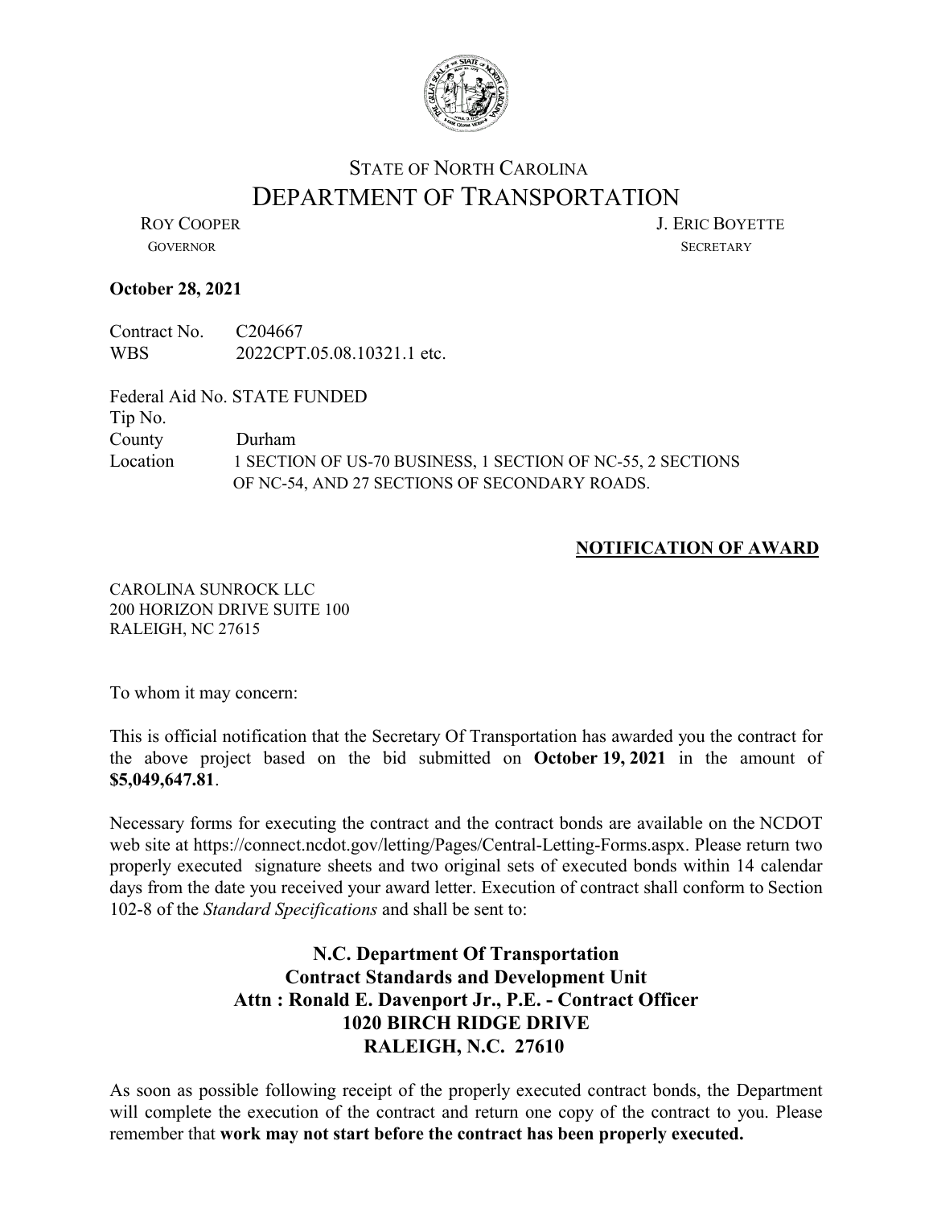STATE OF NORTH CAROLINA

# DEPARTMENT OF TRANSPORTATION

ROY COOPER
GOVERNOR

J. ERIC BOYETTE
SECRETARY

**October 28, 2021**

Contract No. C204667
WBS 2022CPT.05.08.10321.1 etc.

Federal Aid No. STATE FUNDED
Tip No.
County Durham
Location 1 SECTION OF US-70 BUSINESS, 1 SECTION OF NC-55, 2 SECTIONS OF NC-54, AND 27 SECTIONS OF SECONDARY ROADS.

**NOTIFICATION OF AWARD**

CAROLINA SUNROCK LLC
200 HORIZON DRIVE SUITE 100
RALEIGH, NC 27615

To whom it may concern:

This is official notification that the Secretary Of Transportation has awarded you the contract for the above project based on the bid submitted on **October 19, 2021** in the amount of **$5,049,647.81**.

Necessary forms for executing the contract and the contract bonds are available on the NCDOT web site at https://connect.ncdot.gov/letting/Pages/Central-Letting-Forms.aspx. Please return two properly executed signature sheets and two original sets of executed bonds within 14 calendar days from the date you received your award letter. Execution of contract shall conform to Section 102-8 of the *Standard Specifications* and shall be sent to:

**N.C. Department Of Transportation**
**Contract Standards and Development Unit**
**Attn : Ronald E. Davenport Jr., P.E. - Contract Officer**
**1020 BIRCH RIDGE DRIVE**
**RALEIGH, N.C. 27610**

As soon as possible following receipt of the properly executed contract bonds, the Department will complete the execution of the contract and return one copy of the contract to you. Please remember that **work may not start before the contract has been properly executed.**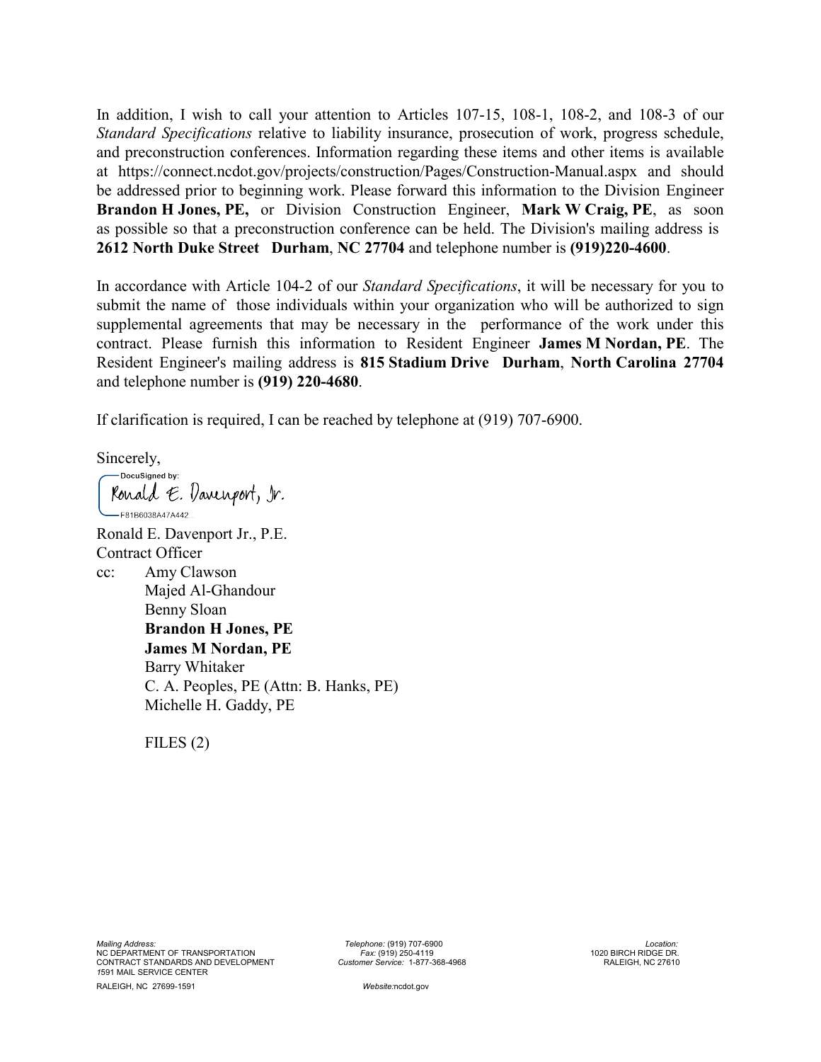In addition, I wish to call your attention to Articles 107-15, 108-1, 108-2, and 108-3 of our *Standard Specifications* relative to liability insurance, prosecution of work, progress schedule, and preconstruction conferences. Information regarding these items and other items is available at https://connect.ncdot.gov/projects/construction/Pages/Construction-Manual.aspx and should be addressed prior to beginning work. Please forward this information to the Division Engineer **Brandon H Jones, PE,** or Division Construction Engineer, **Mark W Craig, PE**, as soon as possible so that a preconstruction conference can be held. The Division's mailing address is **2612 North Duke Street Durham**, **NC 27704** and telephone number is **(919)220-4600**.

In accordance with Article 104-2 of our *Standard Specifications*, it will be necessary for you to submit the name of those individuals within your organization who will be authorized to sign supplemental agreements that may be necessary in the performance of the work under this contract. Please furnish this information to Resident Engineer **James M Nordan, PE**. The Resident Engineer's mailing address is **815 Stadium Drive Durham**, **North Carolina 27704** and telephone number is **(919) 220-4680**.

If clarification is required, I can be reached by telephone at (919) 707-6900.

Sincerely,

DocuSigned by:
Ronald E. Davenport, Jr.
F81B6038A47A442...

Ronald E. Davenport Jr., P.E.
Contract Officer

cc: Amy Clawson
Majed Al-Ghandour
Benny Sloan
**Brandon H Jones, PE**
**James M Nordan, PE**
Barry Whitaker
C. A. Peoples, PE (Attn: B. Hanks, PE)
Michelle H. Gaddy, PE

FILES (2)

*Mailing Address:*
NC DEPARTMENT OF TRANSPORTATION
CONTRACT STANDARDS AND DEVELOPMENT
1591 MAIL SERVICE CENTER
RALEIGH, NC 27699-1591

*Telephone:* (919) 707-6900
*Fax:* (919) 250-4119
*Customer Service:* 1-877-368-4968
*Website:* ncdot.gov

*Location:*
1020 BIRCH RIDGE DR.
RALEIGH, NC 27610